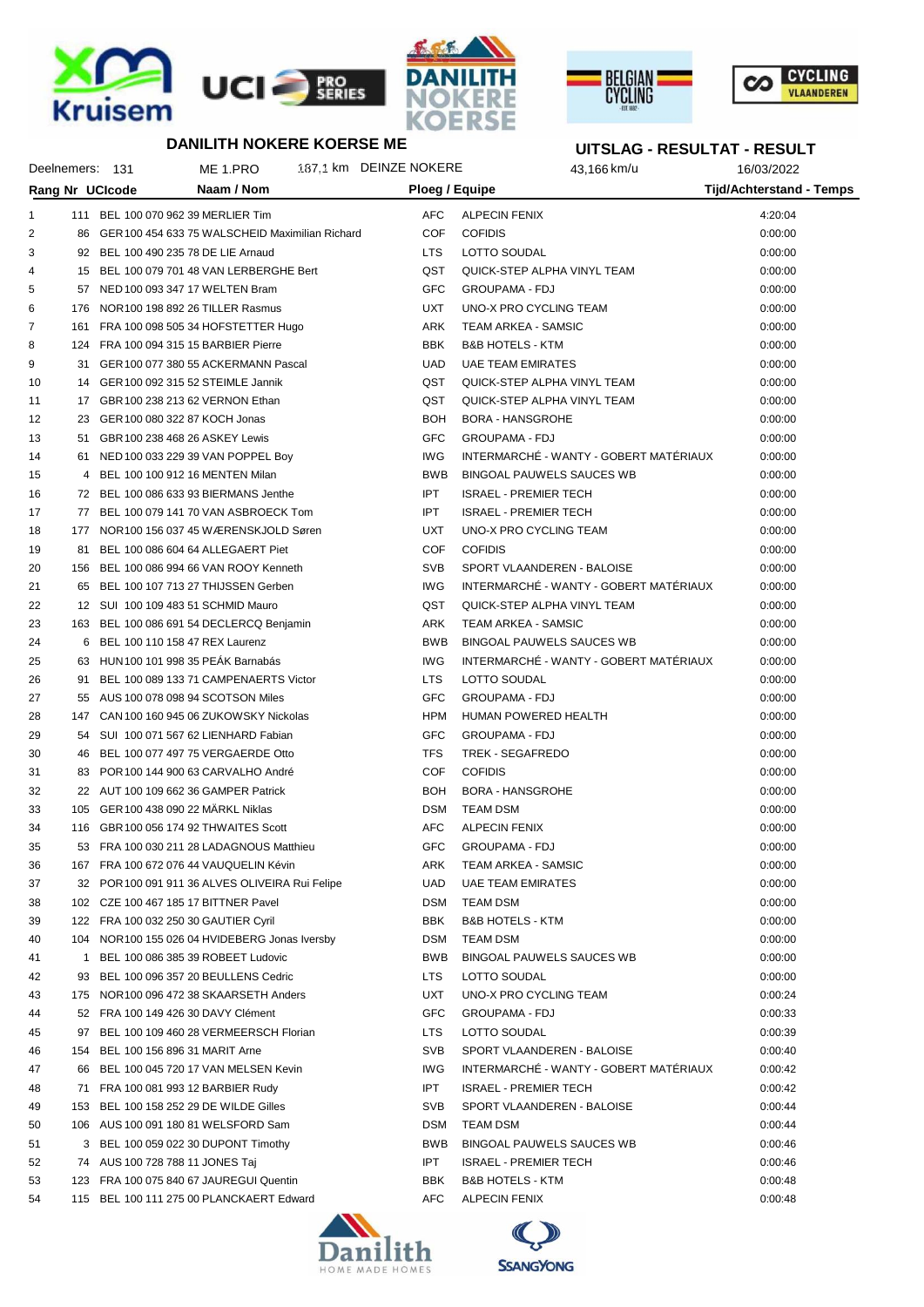# DANILITH NOKERE KOERSE ME

## UITSLAG - RESULTAT - RESULT

Deelnemers: 131 | ME 1.PRO | 187,1 km DEINZE NOKERE | 43,166 km/u | 16/03/2022

| Rang | Nr | UCIcode | Naam / Nom | Ploeg / Equipe | | Tijd/Achterstand - Temps |
|---|---|---|---|---|---|---|
| 1 | 111 | BEL 100 070 962 39 | MERLIER Tim | AFC | ALPECIN FENIX | 4:20:04 |
| 2 | 86 | GER 100 454 633 75 | WALSCHEID Maximilian Richard | COF | COFIDIS | 0:00:00 |
| 3 | 92 | BEL 100 490 235 78 | DE LIE Arnaud | LTS | LOTTO SOUDAL | 0:00:00 |
| 4 | 15 | BEL 100 079 701 48 | VAN LERBERGHE Bert | QST | QUICK-STEP ALPHA VINYL TEAM | 0:00:00 |
| 5 | 57 | NED 100 093 347 17 | WELTEN Bram | GFC | GROUPAMA - FDJ | 0:00:00 |
| 6 | 176 | NOR 100 198 892 26 | TILLER Rasmus | UXT | UNO-X PRO CYCLING TEAM | 0:00:00 |
| 7 | 161 | FRA 100 098 505 34 | HOFSTETTER Hugo | ARK | TEAM ARKEA - SAMSIC | 0:00:00 |
| 8 | 124 | FRA 100 094 315 15 | BARBIER Pierre | BBK | B&B HOTELS - KTM | 0:00:00 |
| 9 | 31 | GER 100 077 380 55 | ACKERMANN Pascal | UAD | UAE TEAM EMIRATES | 0:00:00 |
| 10 | 14 | GER 100 092 315 52 | STEIMLE Jannik | QST | QUICK-STEP ALPHA VINYL TEAM | 0:00:00 |
| 11 | 17 | GBR 100 238 213 62 | VERNON Ethan | QST | QUICK-STEP ALPHA VINYL TEAM | 0:00:00 |
| 12 | 23 | GER 100 080 322 87 | KOCH Jonas | BOH | BORA - HANSGROHE | 0:00:00 |
| 13 | 51 | GBR 100 238 468 26 | ASKEY Lewis | GFC | GROUPAMA - FDJ | 0:00:00 |
| 14 | 61 | NED 100 033 229 39 | VAN POPPEL Boy | IWG | INTERMARCHÉ - WANTY - GOBERT MATÉRIAUX | 0:00:00 |
| 15 | 4 | BEL 100 100 912 16 | MENTEN Milan | BWB | BINGOAL PAUWELS SAUCES WB | 0:00:00 |
| 16 | 72 | BEL 100 086 633 93 | BIERMANS Jenthe | IPT | ISRAEL - PREMIER TECH | 0:00:00 |
| 17 | 77 | BEL 100 079 141 70 | VAN ASBROECK Tom | IPT | ISRAEL - PREMIER TECH | 0:00:00 |
| 18 | 177 | NOR 100 156 037 45 | WÆRENSKJOLD Søren | UXT | UNO-X PRO CYCLING TEAM | 0:00:00 |
| 19 | 81 | BEL 100 086 604 64 | ALLEGAERT Piet | COF | COFIDIS | 0:00:00 |
| 20 | 156 | BEL 100 086 994 66 | VAN ROOY Kenneth | SVB | SPORT VLAANDEREN - BALOISE | 0:00:00 |
| 21 | 65 | BEL 100 107 713 27 | THIJSSEN Gerben | IWG | INTERMARCHÉ - WANTY - GOBERT MATÉRIAUX | 0:00:00 |
| 22 | 12 | SUI 100 109 483 51 | SCHMID Mauro | QST | QUICK-STEP ALPHA VINYL TEAM | 0:00:00 |
| 23 | 163 | BEL 100 086 691 54 | DECLERCQ Benjamin | ARK | TEAM ARKEA - SAMSIC | 0:00:00 |
| 24 | 6 | BEL 100 110 158 47 | REX Laurenz | BWB | BINGOAL PAUWELS SAUCES WB | 0:00:00 |
| 25 | 63 | HUN 100 101 998 35 | PEÁK Barnabás | IWG | INTERMARCHÉ - WANTY - GOBERT MATÉRIAUX | 0:00:00 |
| 26 | 91 | BEL 100 089 133 71 | CAMPENAERTS Victor | LTS | LOTTO SOUDAL | 0:00:00 |
| 27 | 55 | AUS 100 078 098 94 | SCOTSON Miles | GFC | GROUPAMA - FDJ | 0:00:00 |
| 28 | 147 | CAN 100 160 945 06 | ZUKOWSKY Nickolas | HPM | HUMAN POWERED HEALTH | 0:00:00 |
| 29 | 54 | SUI 100 071 567 62 | LIENHARD Fabian | GFC | GROUPAMA - FDJ | 0:00:00 |
| 30 | 46 | BEL 100 077 497 75 | VERGAERDE Otto | TFS | TREK - SEGAFREDO | 0:00:00 |
| 31 | 83 | POR 100 144 900 63 | CARVALHO André | COF | COFIDIS | 0:00:00 |
| 32 | 22 | AUT 100 109 662 36 | GAMPER Patrick | BOH | BORA - HANSGROHE | 0:00:00 |
| 33 | 105 | GER 100 438 090 22 | MÄRKL Niklas | DSM | TEAM DSM | 0:00:00 |
| 34 | 116 | GBR 100 056 174 92 | THWAITES Scott | AFC | ALPECIN FENIX | 0:00:00 |
| 35 | 53 | FRA 100 030 211 28 | LADAGNOUS Matthieu | GFC | GROUPAMA - FDJ | 0:00:00 |
| 36 | 167 | FRA 100 672 076 44 | VAUQUELIN Kévin | ARK | TEAM ARKEA - SAMSIC | 0:00:00 |
| 37 | 32 | POR 100 091 911 36 | ALVES OLIVEIRA Rui Felipe | UAD | UAE TEAM EMIRATES | 0:00:00 |
| 38 | 102 | CZE 100 467 185 17 | BITTNER Pavel | DSM | TEAM DSM | 0:00:00 |
| 39 | 122 | FRA 100 032 250 30 | GAUTIER Cyril | BBK | B&B HOTELS - KTM | 0:00:00 |
| 40 | 104 | NOR 100 155 026 04 | HVIDEBERG Jonas Iversby | DSM | TEAM DSM | 0:00:00 |
| 41 | 1 | BEL 100 086 385 39 | ROBEET Ludovic | BWB | BINGOAL PAUWELS SAUCES WB | 0:00:00 |
| 42 | 93 | BEL 100 096 357 20 | BEULLENS Cedric | LTS | LOTTO SOUDAL | 0:00:00 |
| 43 | 175 | NOR 100 096 472 38 | SKAARSETH Anders | UXT | UNO-X PRO CYCLING TEAM | 0:00:24 |
| 44 | 52 | FRA 100 149 426 30 | DAVY Clément | GFC | GROUPAMA - FDJ | 0:00:33 |
| 45 | 97 | BEL 100 109 460 28 | VERMEERSCH Florian | LTS | LOTTO SOUDAL | 0:00:39 |
| 46 | 154 | BEL 100 156 896 31 | MARIT Arne | SVB | SPORT VLAANDEREN - BALOISE | 0:00:40 |
| 47 | 66 | BEL 100 045 720 17 | VAN MELSEN Kevin | IWG | INTERMARCHÉ - WANTY - GOBERT MATÉRIAUX | 0:00:42 |
| 48 | 71 | FRA 100 081 993 12 | BARBIER Rudy | IPT | ISRAEL - PREMIER TECH | 0:00:42 |
| 49 | 153 | BEL 100 158 252 29 | DE WILDE Gilles | SVB | SPORT VLAANDEREN - BALOISE | 0:00:44 |
| 50 | 106 | AUS 100 091 180 81 | WELSFORD Sam | DSM | TEAM DSM | 0:00:44 |
| 51 | 3 | BEL 100 059 022 30 | DUPONT Timothy | BWB | BINGOAL PAUWELS SAUCES WB | 0:00:46 |
| 52 | 74 | AUS 100 728 788 11 | JONES Taj | IPT | ISRAEL - PREMIER TECH | 0:00:46 |
| 53 | 123 | FRA 100 075 840 67 | JAUREGUI Quentin | BBK | B&B HOTELS - KTM | 0:00:48 |
| 54 | 115 | BEL 100 111 275 00 | PLANCKAERT Edward | AFC | ALPECIN FENIX | 0:00:48 |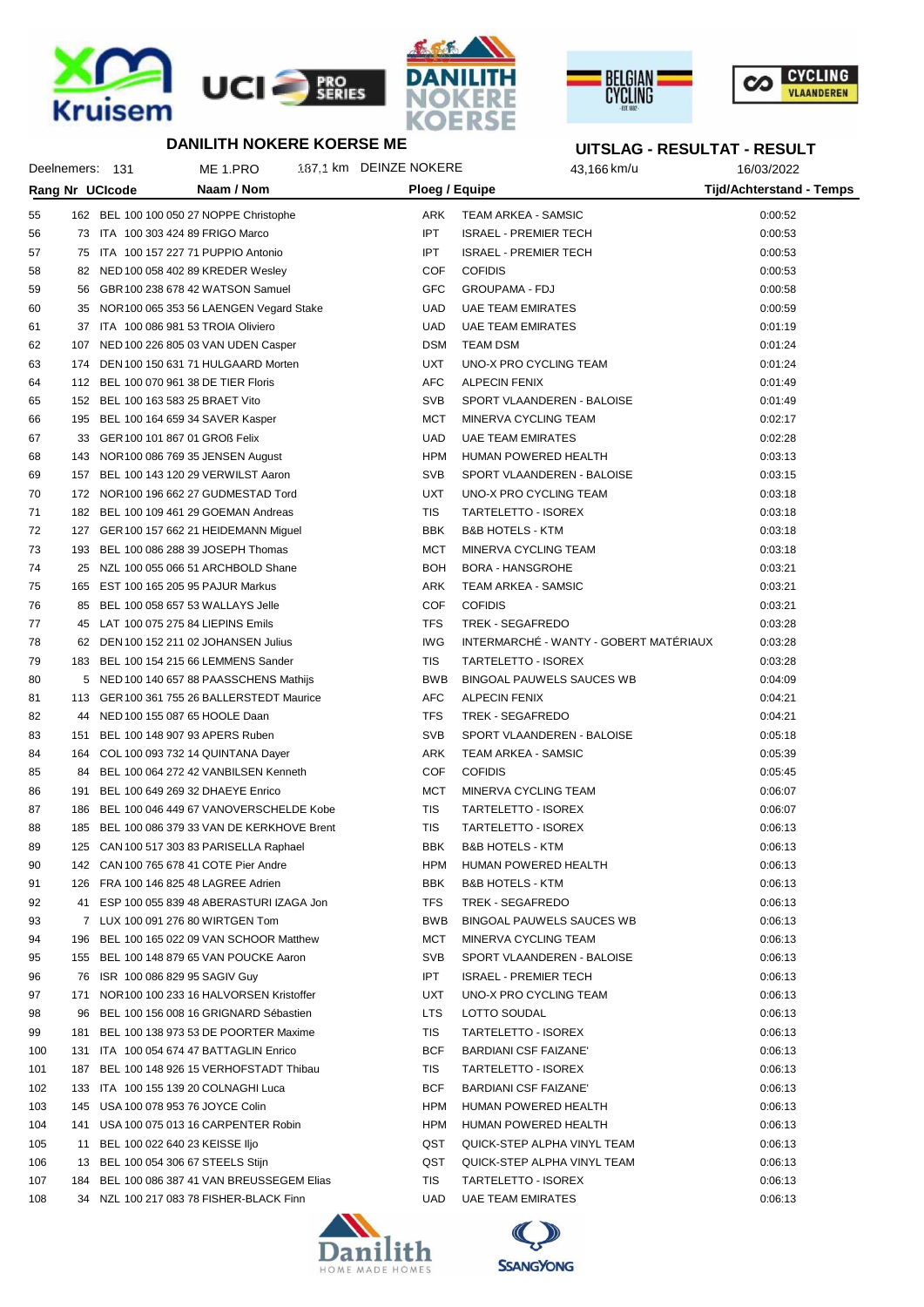## DANILITH NOKERE KOERSE ME

## UITSLAG - RESULTAT - RESULT

Deelnemers: 131 | ME 1.PRO | 187,1 km DEINZE NOKERE | 43,166 km/u | 16/03/2022

| Rang | Nr | UCIcode | Naam / Nom | Ploeg / Equipe | | Tijd/Achterstand - Temps |
|---|---|---|---|---|---|---|
| 55 | 162 | BEL 100 100 050 27 | NOPPE Christophe | ARK | TEAM ARKEA - SAMSIC | 0:00:52 |
| 56 | 73 | ITA 100 303 424 89 | FRIGO Marco | IPT | ISRAEL - PREMIER TECH | 0:00:53 |
| 57 | 75 | ITA 100 157 227 71 | PUPPIO Antonio | IPT | ISRAEL - PREMIER TECH | 0:00:53 |
| 58 | 82 | NED 100 058 402 89 | KREDER Wesley | COF | COFIDIS | 0:00:53 |
| 59 | 56 | GBR 100 238 678 42 | WATSON Samuel | GFC | GROUPAMA - FDJ | 0:00:58 |
| 60 | 35 | NOR 100 065 353 56 | LAENGEN Vegard Stake | UAD | UAE TEAM EMIRATES | 0:00:59 |
| 61 | 37 | ITA 100 086 981 53 | TROIA Oliviero | UAD | UAE TEAM EMIRATES | 0:01:19 |
| 62 | 107 | NED 100 226 805 03 | VAN UDEN Casper | DSM | TEAM DSM | 0:01:24 |
| 63 | 174 | DEN 100 150 631 71 | HULGAARD Morten | UXT | UNO-X PRO CYCLING TEAM | 0:01:24 |
| 64 | 112 | BEL 100 070 961 38 | DE TIER Floris | AFC | ALPECIN FENIX | 0:01:49 |
| 65 | 152 | BEL 100 163 583 25 | BRAET Vito | SVB | SPORT VLAANDEREN - BALOISE | 0:01:49 |
| 66 | 195 | BEL 100 164 659 34 | SAVER Kasper | MCT | MINERVA CYCLING TEAM | 0:02:17 |
| 67 | 33 | GER 100 101 867 01 | GROß Felix | UAD | UAE TEAM EMIRATES | 0:02:28 |
| 68 | 143 | NOR 100 086 769 35 | JENSEN August | HPM | HUMAN POWERED HEALTH | 0:03:13 |
| 69 | 157 | BEL 100 143 120 29 | VERWILST Aaron | SVB | SPORT VLAANDEREN - BALOISE | 0:03:15 |
| 70 | 172 | NOR 100 196 662 27 | GUDMESTAD Tord | UXT | UNO-X PRO CYCLING TEAM | 0:03:18 |
| 71 | 182 | BEL 100 109 461 29 | GOEMAN Andreas | TIS | TARTELETTO - ISOREX | 0:03:18 |
| 72 | 127 | GER 100 157 662 21 | HEIDEMANN Miguel | BBK | B&B HOTELS - KTM | 0:03:18 |
| 73 | 193 | BEL 100 086 288 39 | JOSEPH Thomas | MCT | MINERVA CYCLING TEAM | 0:03:18 |
| 74 | 25 | NZL 100 055 066 51 | ARCHBOLD Shane | BOH | BORA - HANSGROHE | 0:03:21 |
| 75 | 165 | EST 100 165 205 95 | PAJUR Markus | ARK | TEAM ARKEA - SAMSIC | 0:03:21 |
| 76 | 85 | BEL 100 058 657 53 | WALLAYS Jelle | COF | COFIDIS | 0:03:21 |
| 77 | 45 | LAT 100 075 275 84 | LIEPINS Emils | TFS | TREK - SEGAFREDO | 0:03:28 |
| 78 | 62 | DEN 100 152 211 02 | JOHANSEN Julius | IWG | INTERMARCHÉ - WANTY - GOBERT MATÉRIAUX | 0:03:28 |
| 79 | 183 | BEL 100 154 215 66 | LEMMENS Sander | TIS | TARTELETTO - ISOREX | 0:03:28 |
| 80 | 5 | NED 100 140 657 88 | PAASSCHENS Mathijs | BWB | BINGOAL PAUWELS SAUCES WB | 0:04:09 |
| 81 | 113 | GER 100 361 755 26 | BALLERSTEDT Maurice | AFC | ALPECIN FENIX | 0:04:21 |
| 82 | 44 | NED 100 155 087 65 | HOOLE Daan | TFS | TREK - SEGAFREDO | 0:04:21 |
| 83 | 151 | BEL 100 148 907 93 | APERS Ruben | SVB | SPORT VLAANDEREN - BALOISE | 0:05:18 |
| 84 | 164 | COL 100 093 732 14 | QUINTANA Dayer | ARK | TEAM ARKEA - SAMSIC | 0:05:39 |
| 85 | 84 | BEL 100 064 272 42 | VANBILSEN Kenneth | COF | COFIDIS | 0:05:45 |
| 86 | 191 | BEL 100 649 269 32 | DHAEYE Enrico | MCT | MINERVA CYCLING TEAM | 0:06:07 |
| 87 | 186 | BEL 100 046 449 67 | VANOVERSCHELDE Kobe | TIS | TARTELETTO - ISOREX | 0:06:07 |
| 88 | 185 | BEL 100 086 379 33 | VAN DE KERKHOVE Brent | TIS | TARTELETTO - ISOREX | 0:06:13 |
| 89 | 125 | CAN 100 517 303 83 | PARISELLA Raphael | BBK | B&B HOTELS - KTM | 0:06:13 |
| 90 | 142 | CAN 100 765 678 41 | COTE Pier Andre | HPM | HUMAN POWERED HEALTH | 0:06:13 |
| 91 | 126 | FRA 100 146 825 48 | LAGREE Adrien | BBK | B&B HOTELS - KTM | 0:06:13 |
| 92 | 41 | ESP 100 055 839 48 | ABERASTURI IZAGA Jon | TFS | TREK - SEGAFREDO | 0:06:13 |
| 93 | 7 | LUX 100 091 276 80 | WIRTGEN Tom | BWB | BINGOAL PAUWELS SAUCES WB | 0:06:13 |
| 94 | 196 | BEL 100 165 022 09 | VAN SCHOOR Matthew | MCT | MINERVA CYCLING TEAM | 0:06:13 |
| 95 | 155 | BEL 100 148 879 65 | VAN POUCKE Aaron | SVB | SPORT VLAANDEREN - BALOISE | 0:06:13 |
| 96 | 76 | ISR 100 086 829 95 | SAGIV Guy | IPT | ISRAEL - PREMIER TECH | 0:06:13 |
| 97 | 171 | NOR 100 100 233 16 | HALVORSEN Kristoffer | UXT | UNO-X PRO CYCLING TEAM | 0:06:13 |
| 98 | 96 | BEL 100 156 008 16 | GRIGNARD Sébastien | LTS | LOTTO SOUDAL | 0:06:13 |
| 99 | 181 | BEL 100 138 973 53 | DE POORTER Maxime | TIS | TARTELETTO - ISOREX | 0:06:13 |
| 100 | 131 | ITA 100 054 674 47 | BATTAGLIN Enrico | BCF | BARDIANI CSF FAIZANE' | 0:06:13 |
| 101 | 187 | BEL 100 148 926 15 | VERHOFSTADT Thibau | TIS | TARTELETTO - ISOREX | 0:06:13 |
| 102 | 133 | ITA 100 155 139 20 | COLNAGHI Luca | BCF | BARDIANI CSF FAIZANE' | 0:06:13 |
| 103 | 145 | USA 100 078 953 76 | JOYCE Colin | HPM | HUMAN POWERED HEALTH | 0:06:13 |
| 104 | 141 | USA 100 075 013 16 | CARPENTER Robin | HPM | HUMAN POWERED HEALTH | 0:06:13 |
| 105 | 11 | BEL 100 022 640 23 | KEISSE Iljo | QST | QUICK-STEP ALPHA VINYL TEAM | 0:06:13 |
| 106 | 13 | BEL 100 054 306 67 | STEELS Stijn | QST | QUICK-STEP ALPHA VINYL TEAM | 0:06:13 |
| 107 | 184 | BEL 100 086 387 41 | VAN BREUSSEGEM Elias | TIS | TARTELETTO - ISOREX | 0:06:13 |
| 108 | 34 | NZL 100 217 083 78 | FISHER-BLACK Finn | UAD | UAE TEAM EMIRATES | 0:06:13 |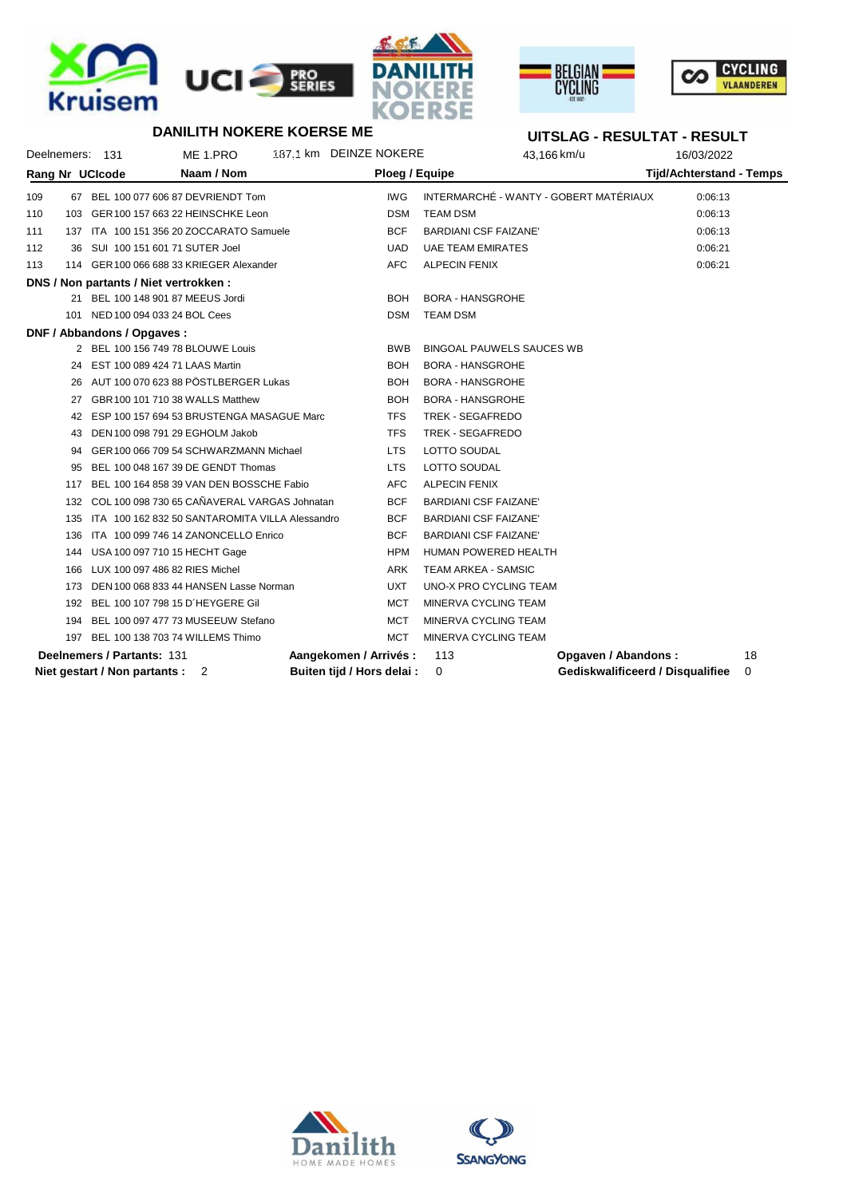**DANILITH NOKERE KOERSE ME**

**UITSLAG - RESULTAT - RESULT**

Deelnemers: 131 | ME 1.PRO | 187,1 km DEINZE NOKERE | 43,166 km/u | 16/03/2022

| Rang | Nr | UCIcode | Naam / Nom | Ploeg / Equipe | | Tijd/Achterstand - Temps |
|---|---|---|---|---|---|---|
| 109 | 67 | BEL 100 077 606 87 | DEVRIENDT Tom | IWG | INTERMARCHÉ - WANTY - GOBERT MATÉRIAUX | 0:06:13 |
| 110 | 103 | GER 100 157 663 22 | HEINSCHKE Leon | DSM | TEAM DSM | 0:06:13 |
| 111 | 137 | ITA 100 151 356 20 | ZOCCARATO Samuele | BCF | BARDIANI CSF FAIZANE' | 0:06:13 |
| 112 | 36 | SUI 100 151 601 71 | SUTER Joel | UAD | UAE TEAM EMIRATES | 0:06:21 |
| 113 | 114 | GER 100 066 688 33 | KRIEGER Alexander | AFC | ALPECIN FENIX | 0:06:21 |
| **DNS / Non partants / Niet vertrokken :** | | | | | | |
| | 21 | BEL 100 148 901 87 | MEEUS Jordi | BOH | BORA - HANSGROHE | |
| | 101 | NED 100 094 033 24 | BOL Cees | DSM | TEAM DSM | |
| **DNF / Abbandons / Opgaves :** | | | | | | |
| | 2 | BEL 100 156 749 78 | BLOUWE Louis | BWB | BINGOAL PAUWELS SAUCES WB | |
| | 24 | EST 100 089 424 71 | LAAS Martin | BOH | BORA - HANSGROHE | |
| | 26 | AUT 100 070 623 88 | PÖSTLBERGER Lukas | BOH | BORA - HANSGROHE | |
| | 27 | GBR 100 101 710 38 | WALLS Matthew | BOH | BORA - HANSGROHE | |
| | 42 | ESP 100 157 694 53 | BRUSTENGA MASAGUE Marc | TFS | TREK - SEGAFREDO | |
| | 43 | DEN 100 098 791 29 | EGHOLM Jakob | TFS | TREK - SEGAFREDO | |
| | 94 | GER 100 066 709 54 | SCHWARZMANN Michael | LTS | LOTTO SOUDAL | |
| | 95 | BEL 100 048 167 39 | DE GENDT Thomas | LTS | LOTTO SOUDAL | |
| | 117 | BEL 100 164 858 39 | VAN DEN BOSSCHE Fabio | AFC | ALPECIN FENIX | |
| | 132 | COL 100 098 730 65 | CAÑAVERAL VARGAS Johnatan | BCF | BARDIANI CSF FAIZANE' | |
| | 135 | ITA 100 162 832 50 | SANTAROMITA VILLA Alessandro | BCF | BARDIANI CSF FAIZANE' | |
| | 136 | ITA 100 099 746 14 | ZANONCELLO Enrico | BCF | BARDIANI CSF FAIZANE' | |
| | 144 | USA 100 097 710 15 | HECHT Gage | HPM | HUMAN POWERED HEALTH | |
| | 166 | LUX 100 097 486 82 | RIES Michel | ARK | TEAM ARKEA - SAMSIC | |
| | 173 | DEN 100 068 833 44 | HANSEN Lasse Norman | UXT | UNO-X PRO CYCLING TEAM | |
| | 192 | BEL 100 107 798 15 | D´HEYGERE Gil | MCT | MINERVA CYCLING TEAM | |
| | 194 | BEL 100 097 477 73 | MUSEEUW Stefano | MCT | MINERVA CYCLING TEAM | |
| | 197 | BEL 100 138 703 74 | WILLEMS Thimo | MCT | MINERVA CYCLING TEAM | |

**Deelnemers / Partants:** 131 | **Aangekomen / Arrivés :** 113 | **Opgaven / Abandons :** 18

**Niet gestart / Non partants :** 2 | **Buiten tijd / Hors delai :** 0 | **Gediskwalificeerd / Disqualifiee** 0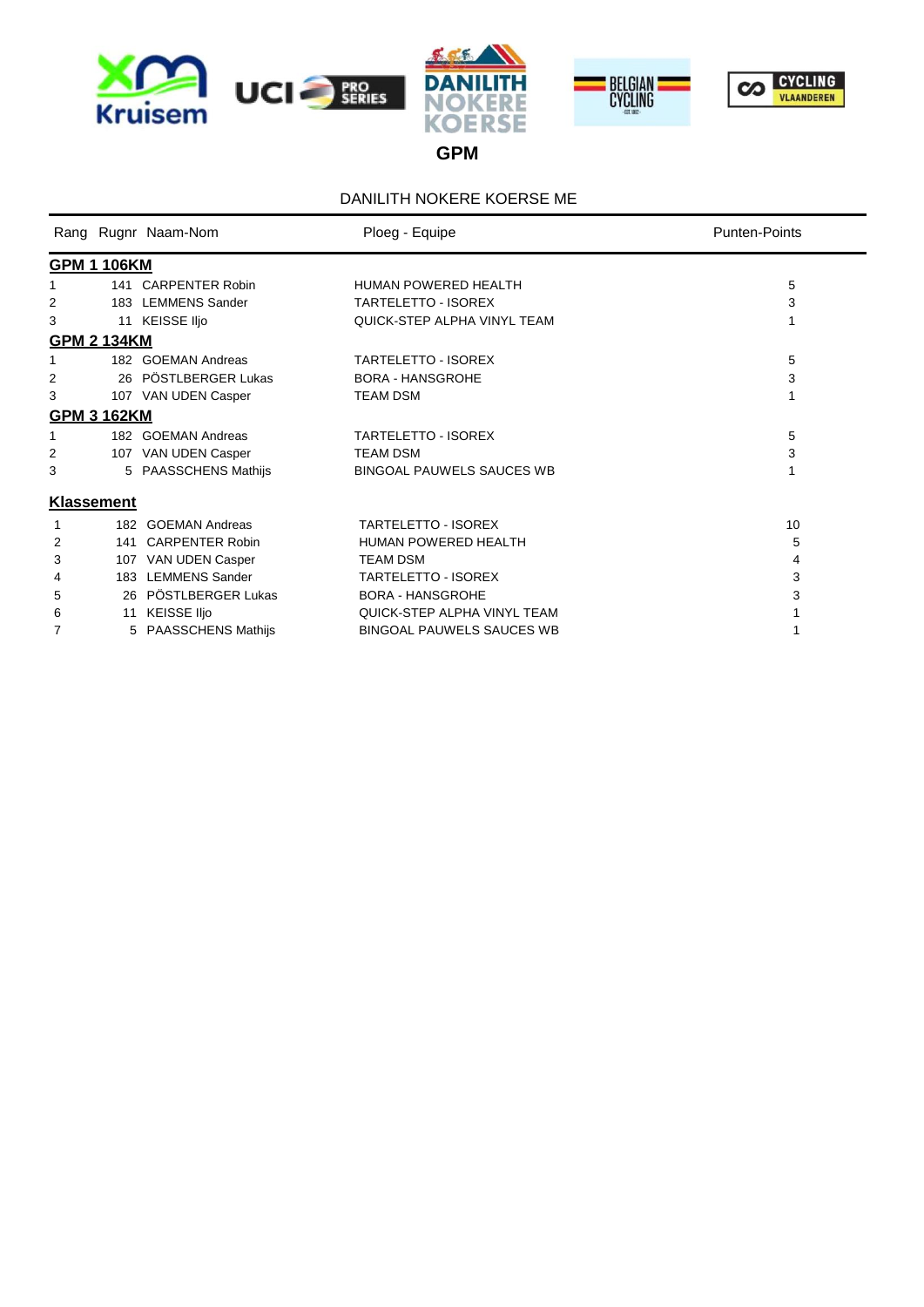# GPM

DANILITH NOKERE KOERSE ME

| Rang | Rugnr | Naam-Nom | Ploeg - Equipe | Punten-Points |
|---|---|---|---|---|
| **GPM 1 106KM** | | | | |
| 1 | 141 | CARPENTER Robin | HUMAN POWERED HEALTH | 5 |
| 2 | 183 | LEMMENS Sander | TARTELETTO - ISOREX | 3 |
| 3 | 11 | KEISSE Iljo | QUICK-STEP ALPHA VINYL TEAM | 1 |
| **GPM 2 134KM** | | | | |
| 1 | 182 | GOEMAN Andreas | TARTELETTO - ISOREX | 5 |
| 2 | 26 | PÖSTLBERGER Lukas | BORA - HANSGROHE | 3 |
| 3 | 107 | VAN UDEN Casper | TEAM DSM | 1 |
| **GPM 3 162KM** | | | | |
| 1 | 182 | GOEMAN Andreas | TARTELETTO - ISOREX | 5 |
| 2 | 107 | VAN UDEN Casper | TEAM DSM | 3 |
| 3 | 5 | PAASSCHENS Mathijs | BINGOAL PAUWELS SAUCES WB | 1 |

## Klassement

| Rang | Rugnr | Naam-Nom | Ploeg - Equipe | Punten-Points |
|---|---|---|---|---|
| 1 | 182 | GOEMAN Andreas | TARTELETTO - ISOREX | 10 |
| 2 | 141 | CARPENTER Robin | HUMAN POWERED HEALTH | 5 |
| 3 | 107 | VAN UDEN Casper | TEAM DSM | 4 |
| 4 | 183 | LEMMENS Sander | TARTELETTO - ISOREX | 3 |
| 5 | 26 | PÖSTLBERGER Lukas | BORA - HANSGROHE | 3 |
| 6 | 11 | KEISSE Iljo | QUICK-STEP ALPHA VINYL TEAM | 1 |
| 7 | 5 | PAASSCHENS Mathijs | BINGOAL PAUWELS SAUCES WB | 1 |